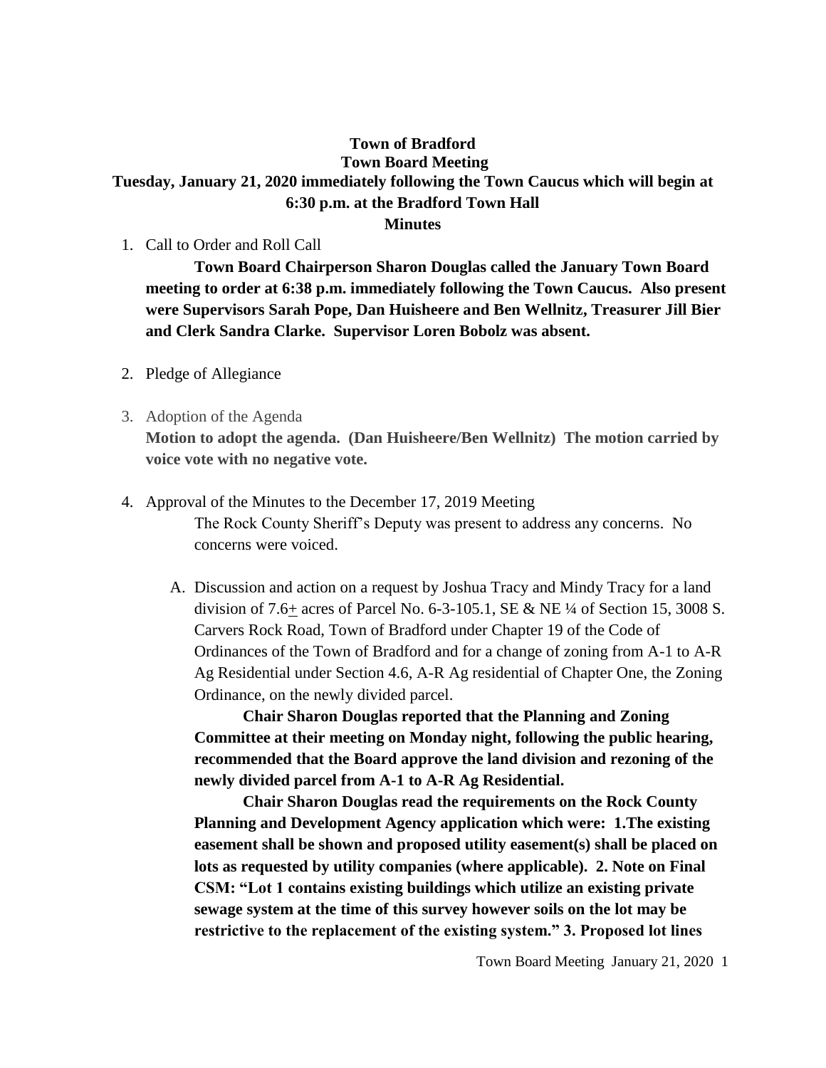**Town of Bradford**

**Town Board Meeting**

**Tuesday, January 21, 2020 immediately following the Town Caucus which will begin at 6:30 p.m. at the Bradford Town Hall**

**Minutes**

1. Call to Order and Roll Call

   **Town Board Chairperson Sharon Douglas called the January Town Board meeting to order at 6:38 p.m. immediately following the Town Caucus. Also present were Supervisors Sarah Pope, Dan Huisheere and Ben Wellnitz, Treasurer Jill Bier and Clerk Sandra Clarke. Supervisor Loren Bobolz was absent.**

2. Pledge of Allegiance

3. Adoption of the Agenda

   **Motion to adopt the agenda. (Dan Huisheere/Ben Wellnitz) The motion carried by voice vote with no negative vote.**

4. Approval of the Minutes to the December 17, 2019 Meeting

   The Rock County Sheriff's Deputy was present to address any concerns. No concerns were voiced.

   A. Discussion and action on a request by Joshua Tracy and Mindy Tracy for a land division of 7.6± acres of Parcel No. 6-3-105.1, SE & NE ¼ of Section 15, 3008 S. Carvers Rock Road, Town of Bradford under Chapter 19 of the Code of Ordinances of the Town of Bradford and for a change of zoning from A-1 to A-R Ag Residential under Section 4.6, A-R Ag residential of Chapter One, the Zoning Ordinance, on the newly divided parcel.

      **Chair Sharon Douglas reported that the Planning and Zoning Committee at their meeting on Monday night, following the public hearing, recommended that the Board approve the land division and rezoning of the newly divided parcel from A-1 to A-R Ag Residential.**

      **Chair Sharon Douglas read the requirements on the Rock County Planning and Development Agency application which were: 1.The existing easement shall be shown and proposed utility easement(s) shall be placed on lots as requested by utility companies (where applicable). 2. Note on Final CSM: "Lot 1 contains existing buildings which utilize an existing private sewage system at the time of this survey however soils on the lot may be restrictive to the replacement of the existing system." 3. Proposed lot lines**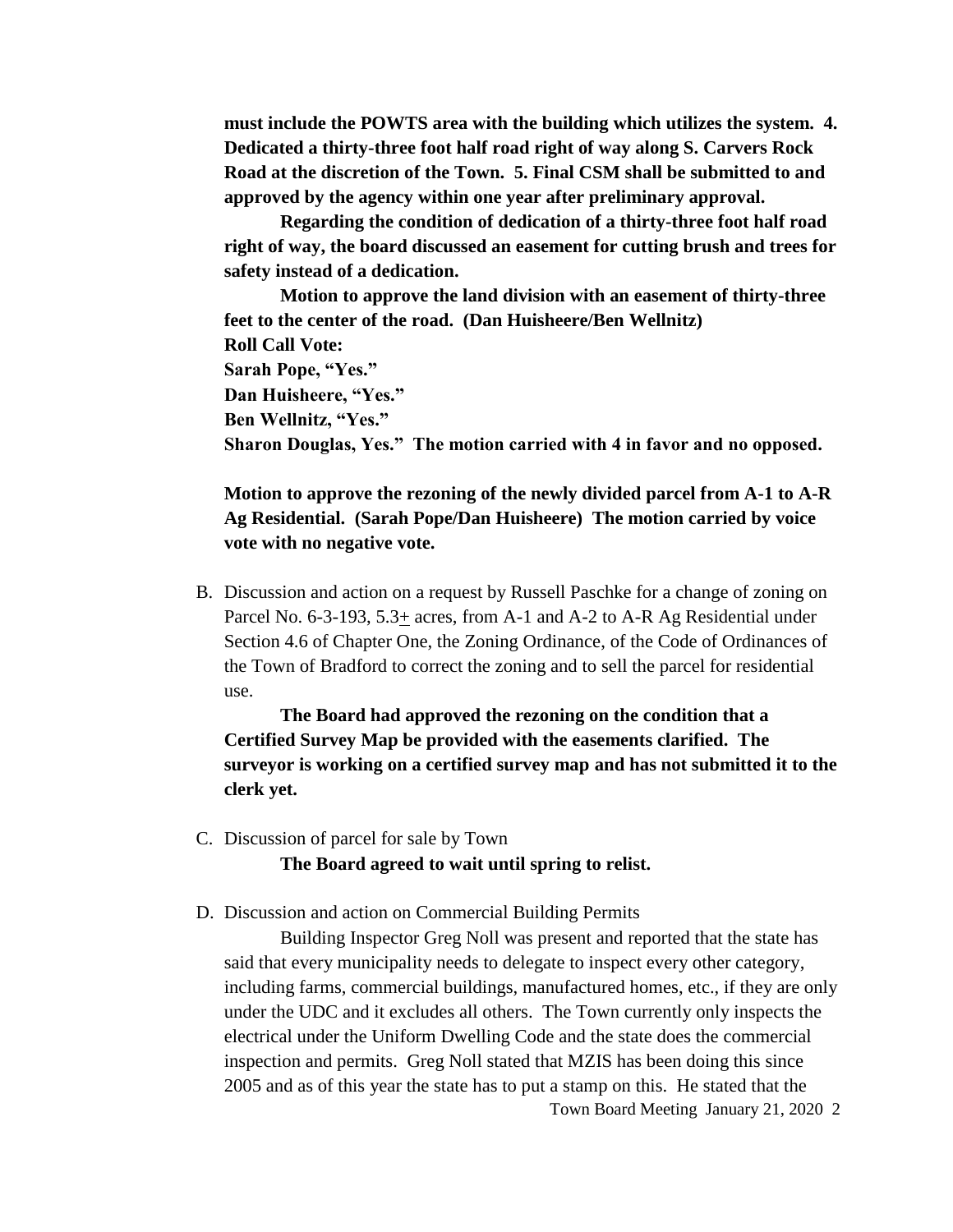**must include the POWTS area with the building which utilizes the system. 4. Dedicated a thirty-three foot half road right of way along S. Carvers Rock Road at the discretion of the Town. 5. Final CSM shall be submitted to and approved by the agency within one year after preliminary approval.**

**Regarding the condition of dedication of a thirty-three foot half road right of way, the board discussed an easement for cutting brush and trees for safety instead of a dedication.**

**Motion to approve the land division with an easement of thirty-three feet to the center of the road. (Dan Huisheere/Ben Wellnitz)**
**Roll Call Vote:**
**Sarah Pope, "Yes."**
**Dan Huisheere, "Yes."**
**Ben Wellnitz, "Yes."**
**Sharon Douglas, Yes." The motion carried with 4 in favor and no opposed.**

**Motion to approve the rezoning of the newly divided parcel from A-1 to A-R Ag Residential. (Sarah Pope/Dan Huisheere) The motion carried by voice vote with no negative vote.**

B. Discussion and action on a request by Russell Paschke for a change of zoning on Parcel No. 6-3-193, 5.3± acres, from A-1 and A-2 to A-R Ag Residential under Section 4.6 of Chapter One, the Zoning Ordinance, of the Code of Ordinances of the Town of Bradford to correct the zoning and to sell the parcel for residential use.

   **The Board had approved the rezoning on the condition that a Certified Survey Map be provided with the easements clarified. The surveyor is working on a certified survey map and has not submitted it to the clerk yet.**

C. Discussion of parcel for sale by Town

   **The Board agreed to wait until spring to relist.**

D. Discussion and action on Commercial Building Permits

   Building Inspector Greg Noll was present and reported that the state has said that every municipality needs to delegate to inspect every other category, including farms, commercial buildings, manufactured homes, etc., if they are only under the UDC and it excludes all others. The Town currently only inspects the electrical under the Uniform Dwelling Code and the state does the commercial inspection and permits. Greg Noll stated that MZIS has been doing this since 2005 and as of this year the state has to put a stamp on this. He stated that the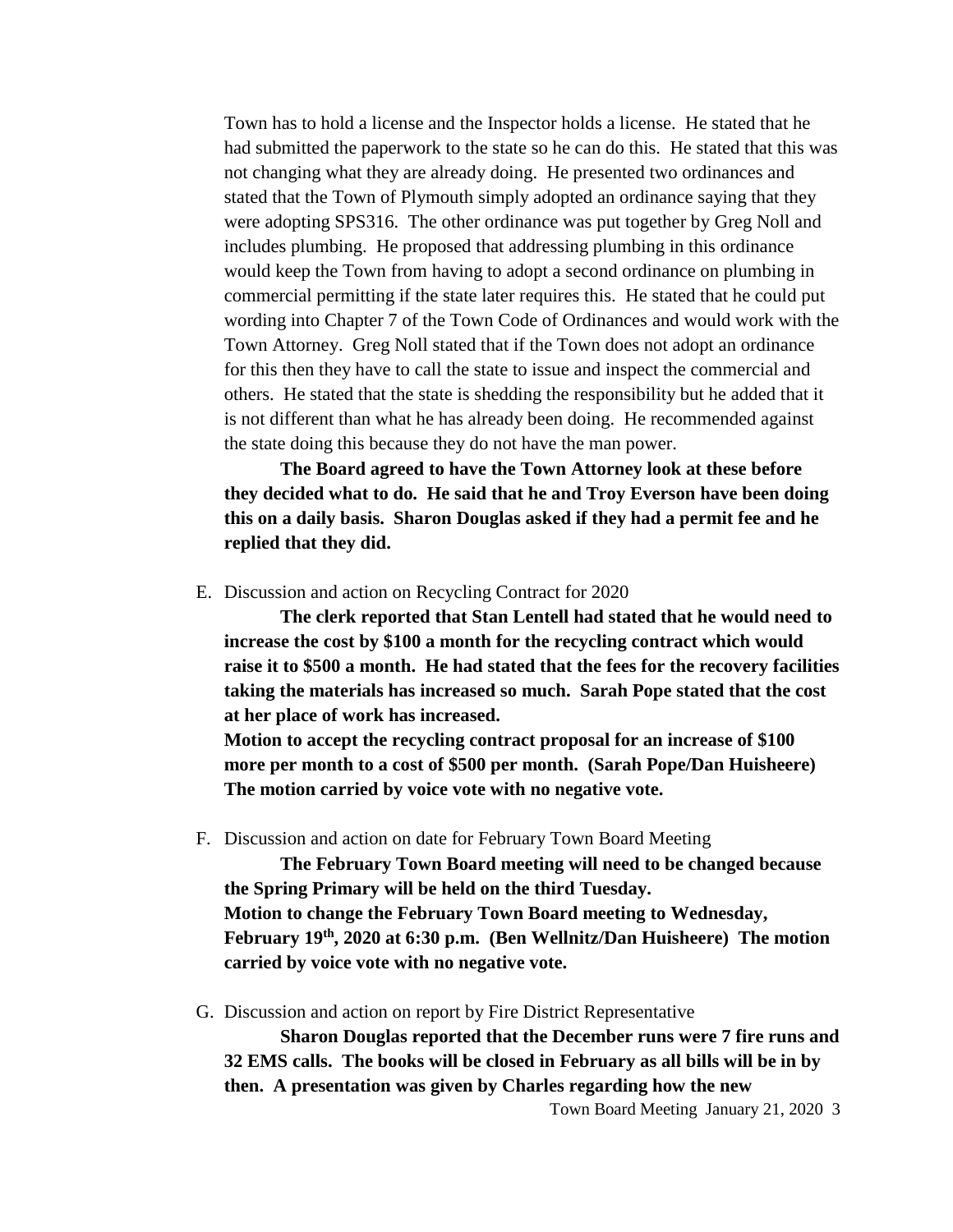Town has to hold a license and the Inspector holds a license. He stated that he had submitted the paperwork to the state so he can do this. He stated that this was not changing what they are already doing. He presented two ordinances and stated that the Town of Plymouth simply adopted an ordinance saying that they were adopting SPS316. The other ordinance was put together by Greg Noll and includes plumbing. He proposed that addressing plumbing in this ordinance would keep the Town from having to adopt a second ordinance on plumbing in commercial permitting if the state later requires this. He stated that he could put wording into Chapter 7 of the Town Code of Ordinances and would work with the Town Attorney. Greg Noll stated that if the Town does not adopt an ordinance for this then they have to call the state to issue and inspect the commercial and others. He stated that the state is shedding the responsibility but he added that it is not different than what he has already been doing. He recommended against the state doing this because they do not have the man power.

**The Board agreed to have the Town Attorney look at these before they decided what to do. He said that he and Troy Everson have been doing this on a daily basis. Sharon Douglas asked if they had a permit fee and he replied that they did.**

E. Discussion and action on Recycling Contract for 2020

**The clerk reported that Stan Lentell had stated that he would need to increase the cost by $100 a month for the recycling contract which would raise it to $500 a month. He had stated that the fees for the recovery facilities taking the materials has increased so much. Sarah Pope stated that the cost at her place of work has increased.**

**Motion to accept the recycling contract proposal for an increase of $100 more per month to a cost of $500 per month. (Sarah Pope/Dan Huisheere) The motion carried by voice vote with no negative vote.**

F. Discussion and action on date for February Town Board Meeting

**The February Town Board meeting will need to be changed because the Spring Primary will be held on the third Tuesday.**

**Motion to change the February Town Board meeting to Wednesday, February 19th, 2020 at 6:30 p.m. (Ben Wellnitz/Dan Huisheere) The motion carried by voice vote with no negative vote.**

G. Discussion and action on report by Fire District Representative

**Sharon Douglas reported that the December runs were 7 fire runs and 32 EMS calls. The books will be closed in February as all bills will be in by then. A presentation was given by Charles regarding how the new**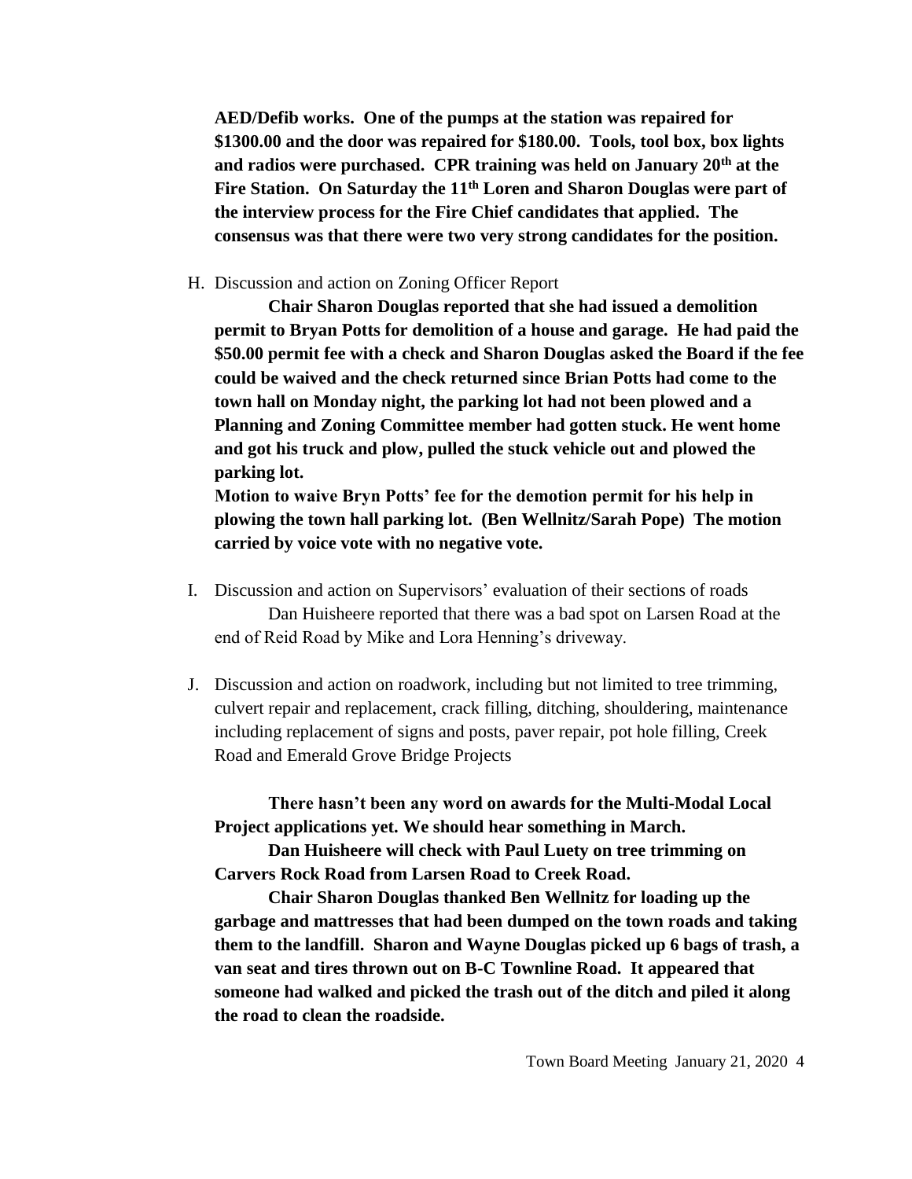**AED/Defib works. One of the pumps at the station was repaired for \$1300.00 and the door was repaired for \$180.00. Tools, tool box, box lights and radios were purchased. CPR training was held on January 20th at the Fire Station. On Saturday the 11th Loren and Sharon Douglas were part of the interview process for the Fire Chief candidates that applied. The consensus was that there were two very strong candidates for the position.**

H. Discussion and action on Zoning Officer Report

**Chair Sharon Douglas reported that she had issued a demolition permit to Bryan Potts for demolition of a house and garage. He had paid the \$50.00 permit fee with a check and Sharon Douglas asked the Board if the fee could be waived and the check returned since Brian Potts had come to the town hall on Monday night, the parking lot had not been plowed and a Planning and Zoning Committee member had gotten stuck. He went home and got his truck and plow, pulled the stuck vehicle out and plowed the parking lot.**

**Motion to waive Bryn Potts' fee for the demotion permit for his help in plowing the town hall parking lot. (Ben Wellnitz/Sarah Pope) The motion carried by voice vote with no negative vote.**

I. Discussion and action on Supervisors' evaluation of their sections of roads

Dan Huisheere reported that there was a bad spot on Larsen Road at the end of Reid Road by Mike and Lora Henning's driveway.

J. Discussion and action on roadwork, including but not limited to tree trimming, culvert repair and replacement, crack filling, ditching, shouldering, maintenance including replacement of signs and posts, paver repair, pot hole filling, Creek Road and Emerald Grove Bridge Projects

**There hasn't been any word on awards for the Multi-Modal Local Project applications yet. We should hear something in March.**

**Dan Huisheere will check with Paul Luety on tree trimming on Carvers Rock Road from Larsen Road to Creek Road.**

**Chair Sharon Douglas thanked Ben Wellnitz for loading up the garbage and mattresses that had been dumped on the town roads and taking them to the landfill. Sharon and Wayne Douglas picked up 6 bags of trash, a van seat and tires thrown out on B-C Townline Road. It appeared that someone had walked and picked the trash out of the ditch and piled it along the road to clean the roadside.**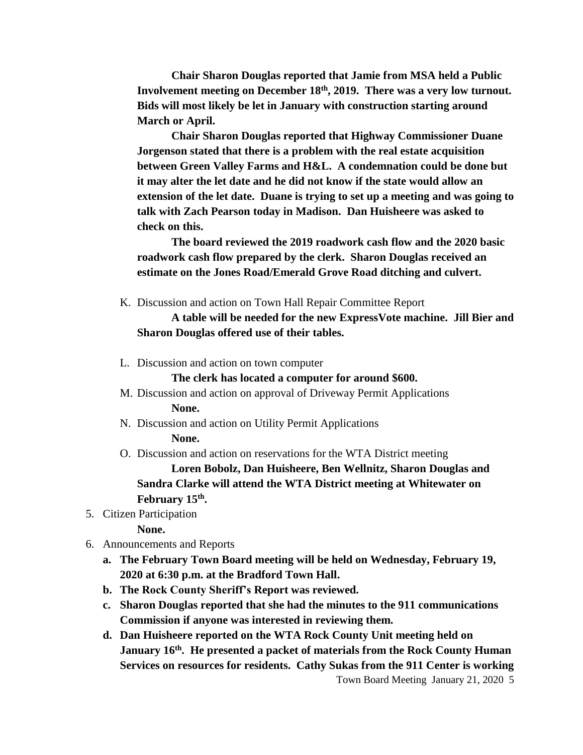**Chair Sharon Douglas reported that Jamie from MSA held a Public Involvement meeting on December 18th, 2019. There was a very low turnout. Bids will most likely be let in January with construction starting around March or April.**

**Chair Sharon Douglas reported that Highway Commissioner Duane Jorgenson stated that there is a problem with the real estate acquisition between Green Valley Farms and H&L. A condemnation could be done but it may alter the let date and he did not know if the state would allow an extension of the let date. Duane is trying to set up a meeting and was going to talk with Zach Pearson today in Madison. Dan Huisheere was asked to check on this.**

**The board reviewed the 2019 roadwork cash flow and the 2020 basic roadwork cash flow prepared by the clerk. Sharon Douglas received an estimate on the Jones Road/Emerald Grove Road ditching and culvert.**

K. Discussion and action on Town Hall Repair Committee Report

**A table will be needed for the new ExpressVote machine. Jill Bier and Sharon Douglas offered use of their tables.**

L. Discussion and action on town computer

**The clerk has located a computer for around $600.**

M. Discussion and action on approval of Driveway Permit Applications

**None.**

N. Discussion and action on Utility Permit Applications

**None.**

O. Discussion and action on reservations for the WTA District meeting

**Loren Bobolz, Dan Huisheere, Ben Wellnitz, Sharon Douglas and Sandra Clarke will attend the WTA District meeting at Whitewater on February 15th.**

5. Citizen Participation

**None.**

6. Announcements and Reports
   a. **The February Town Board meeting will be held on Wednesday, February 19, 2020 at 6:30 p.m. at the Bradford Town Hall.**
   b. **The Rock County Sheriff's Report was reviewed.**
   c. **Sharon Douglas reported that she had the minutes to the 911 communications Commission if anyone was interested in reviewing them.**
   d. **Dan Huisheere reported on the WTA Rock County Unit meeting held on January 16th. He presented a packet of materials from the Rock County Human Services on resources for residents. Cathy Sukas from the 911 Center is working**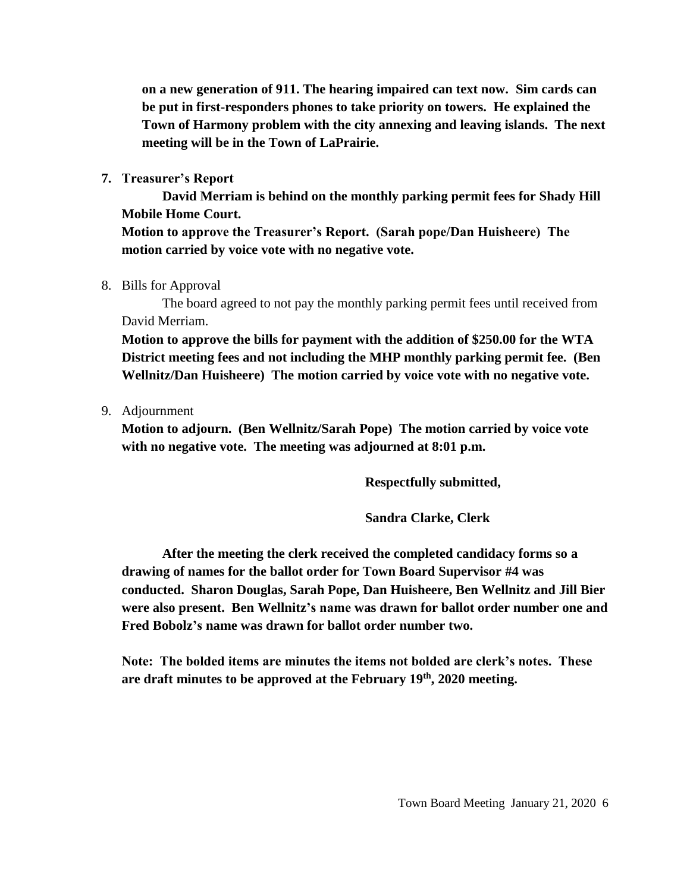**on a new generation of 911. The hearing impaired can text now. Sim cards can be put in first-responders phones to take priority on towers. He explained the Town of Harmony problem with the city annexing and leaving islands. The next meeting will be in the Town of LaPrairie.**

**7. Treasurer's Report**

**David Merriam is behind on the monthly parking permit fees for Shady Hill Mobile Home Court.**

**Motion to approve the Treasurer's Report. (Sarah pope/Dan Huisheere) The motion carried by voice vote with no negative vote.**

8. Bills for Approval

The board agreed to not pay the monthly parking permit fees until received from David Merriam.

**Motion to approve the bills for payment with the addition of $250.00 for the WTA District meeting fees and not including the MHP monthly parking permit fee. (Ben Wellnitz/Dan Huisheere) The motion carried by voice vote with no negative vote.**

9. Adjournment

**Motion to adjourn. (Ben Wellnitz/Sarah Pope) The motion carried by voice vote with no negative vote. The meeting was adjourned at 8:01 p.m.**

**Respectfully submitted,**

**Sandra Clarke, Clerk**

**After the meeting the clerk received the completed candidacy forms so a drawing of names for the ballot order for Town Board Supervisor #4 was conducted. Sharon Douglas, Sarah Pope, Dan Huisheere, Ben Wellnitz and Jill Bier were also present. Ben Wellnitz's name was drawn for ballot order number one and Fred Bobolz's name was drawn for ballot order number two.**

**Note: The bolded items are minutes the items not bolded are clerk's notes. These are draft minutes to be approved at the February 19th, 2020 meeting.**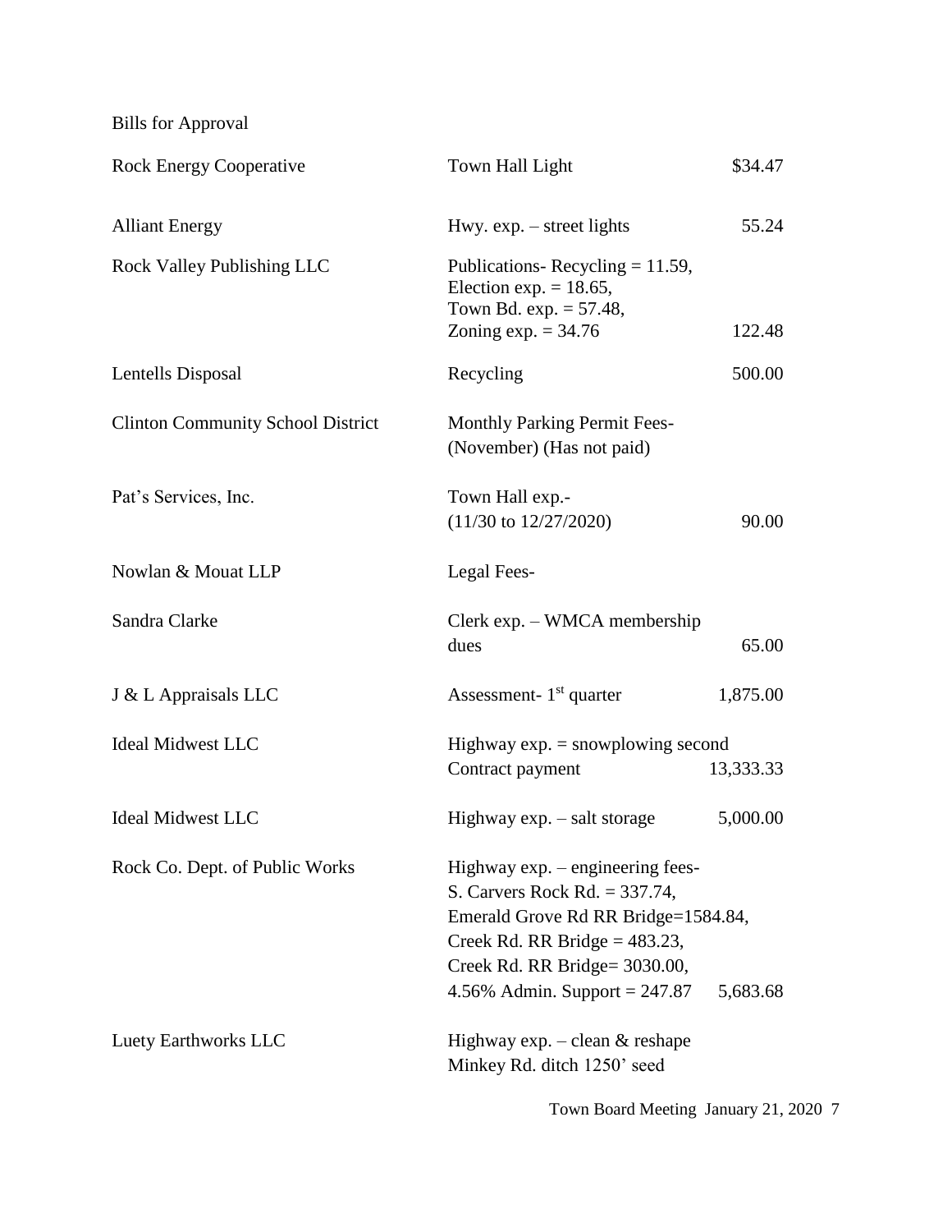Bills for Approval

| | | |
|---|---|---|
| Rock Energy Cooperative | Town Hall Light | $34.47 |
| Alliant Energy | Hwy. exp. – street lights | 55.24 |
| Rock Valley Publishing LLC | Publications- Recycling = 11.59, Election exp. = 18.65, Town Bd. exp. = 57.48, Zoning exp. = 34.76 | 122.48 |
| Lentells Disposal | Recycling | 500.00 |
| Clinton Community School District | Monthly Parking Permit Fees- (November) (Has not paid) | |
| Pat's Services, Inc. | Town Hall exp.- (11/30 to 12/27/2020) | 90.00 |
| Nowlan & Mouat LLP | Legal Fees- | |
| Sandra Clarke | Clerk exp. – WMCA membership dues | 65.00 |
| J & L Appraisals LLC | Assessment- 1st quarter | 1,875.00 |
| Ideal Midwest LLC | Highway exp. = snowplowing second Contract payment | 13,333.33 |
| Ideal Midwest LLC | Highway exp. – salt storage | 5,000.00 |
| Rock Co. Dept. of Public Works | Highway exp. – engineering fees- S. Carvers Rock Rd. = 337.74, Emerald Grove Rd RR Bridge=1584.84, Creek Rd. RR Bridge = 483.23, Creek Rd. RR Bridge= 3030.00, 4.56% Admin. Support = 247.87 | 5,683.68 |
| Luety Earthworks LLC | Highway exp. – clean & reshape Minkey Rd. ditch 1250' seed | |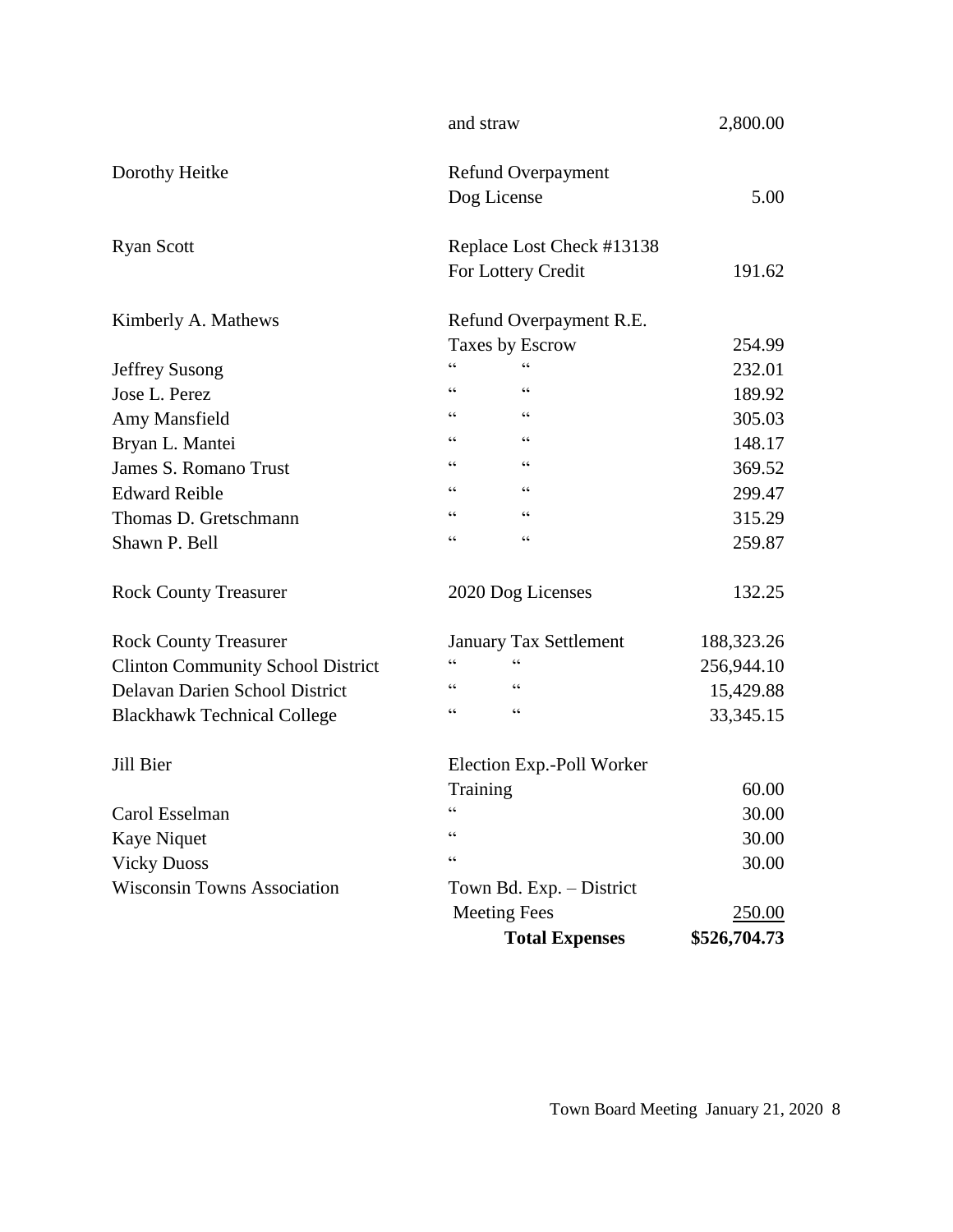| | | |
|---|---|---|
| | and straw | 2,800.00 |
| Dorothy Heitke | Refund Overpayment Dog License | 5.00 |
| Ryan Scott | Replace Lost Check #13138 For Lottery Credit | 191.62 |
| Kimberly A. Mathews | Refund Overpayment R.E. Taxes by Escrow | 254.99 |
| Jeffrey Susong | " " | 232.01 |
| Jose L. Perez | " " | 189.92 |
| Amy Mansfield | " " | 305.03 |
| Bryan L. Mantei | " " | 148.17 |
| James S. Romano Trust | " " | 369.52 |
| Edward Reible | " " | 299.47 |
| Thomas D. Gretschmann | " " | 315.29 |
| Shawn P. Bell | " " | 259.87 |
| Rock County Treasurer | 2020 Dog Licenses | 132.25 |
| Rock County Treasurer | January Tax Settlement | 188,323.26 |
| Clinton Community School District | " " | 256,944.10 |
| Delavan Darien School District | " " | 15,429.88 |
| Blackhawk Technical College | " " | 33,345.15 |
| Jill Bier | Election Exp.-Poll Worker Training | 60.00 |
| Carol Esselman | " | 30.00 |
| Kaye Niquet | " | 30.00 |
| Vicky Duoss | " | 30.00 |
| Wisconsin Towns Association | Town Bd. Exp. – District Meeting Fees | 250.00 |
| | **Total Expenses** | **$526,704.73** |